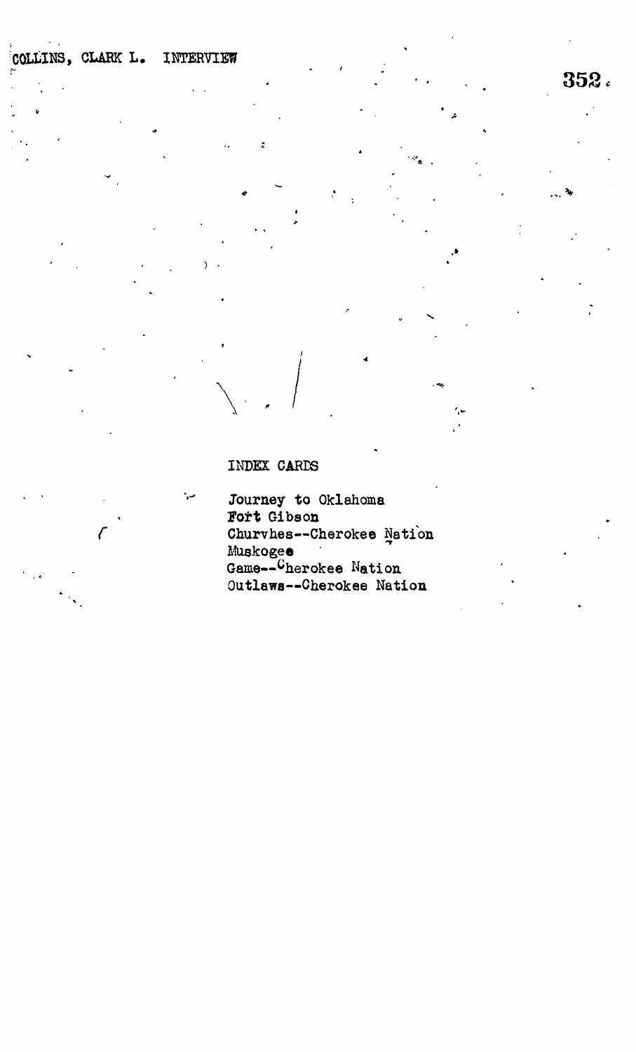INDEX CARDS

Journey to Oklahoma
Fort Gibson
Churvhes--Cherokee Nation
Muskogee
Game--Cherokee Nation
Outlaws--Cherokee Nation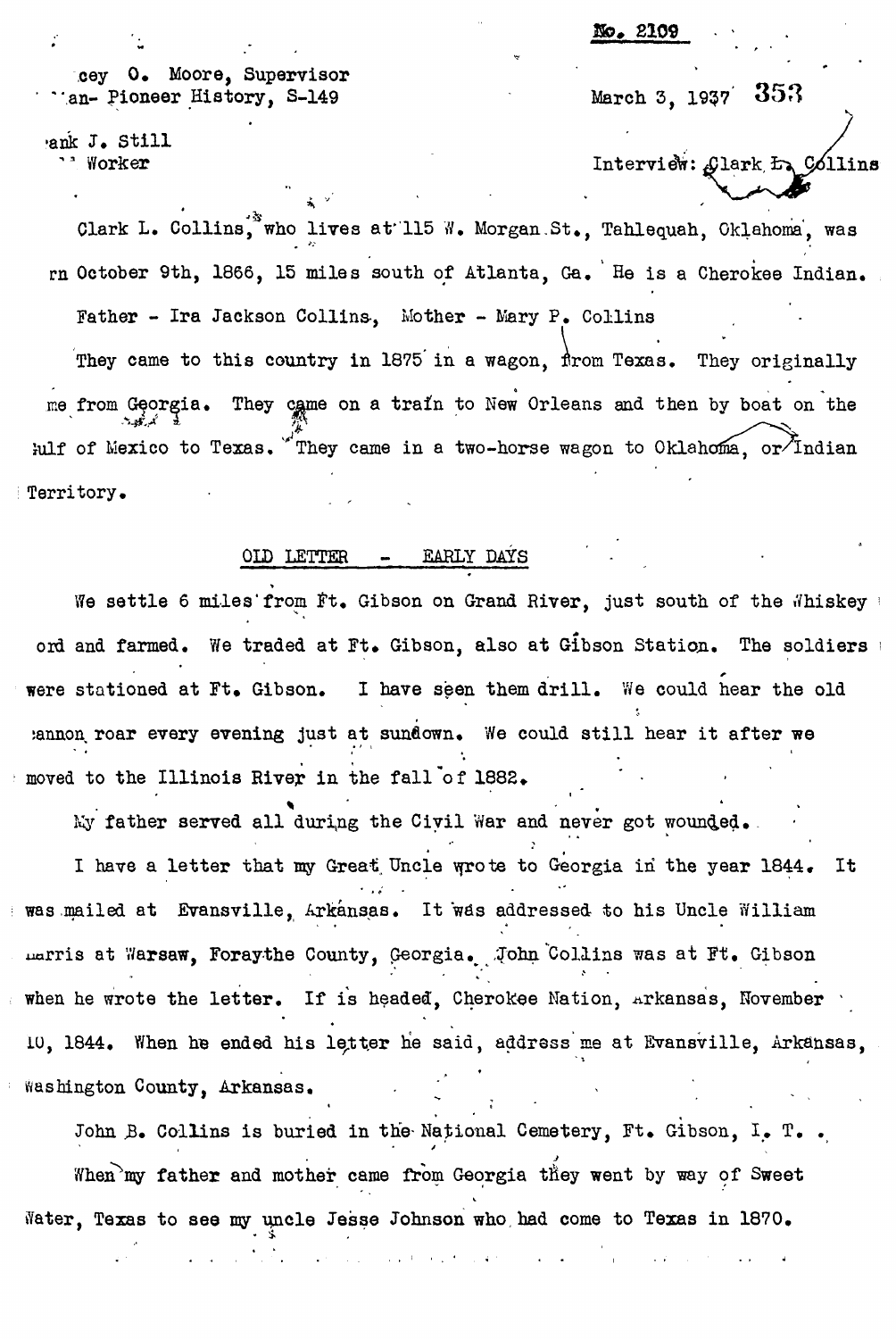cey O. Moore, Supervisor
an- Pioneer History, S-149

ank J. Still
Worker

No. 2109

March 3, 1937

Interview: Clark L. Collins

Clark L. Collins, who lives at 115 W. Morgan St., Tahlequah, Oklahoma, was rn October 9th, 1866, 15 miles south of Atlanta, Ga. He is a Cherokee Indian.

Father - Ira Jackson Collins, Mother - Mary P. Collins

They came to this country in 1875 in a wagon, from Texas. They originally me from Georgia. They came on a train to New Orleans and then by boat on the Gulf of Mexico to Texas. They came in a two-horse wagon to Oklahoma, or Indian Territory.

## OLD LETTER - EARLY DAYS

We settle 6 miles from Ft. Gibson on Grand River, just south of the Whiskey ord and farmed. We traded at Ft. Gibson, also at Gibson Station. The soldiers were stationed at Ft. Gibson. I have seen them drill. We could hear the old cannon roar every evening just at sundown. We could still hear it after we moved to the Illinois River in the fall of 1882.

My father served all during the Civil War and never got wounded.

I have a letter that my Great Uncle wrote to Georgia in the year 1844. It was mailed at Evansville, Arkansas. It was addressed to his Uncle William Harris at Warsaw, Foraythe County, Georgia. John Collins was at Ft. Gibson when he wrote the letter. If is headed, Cherokee Nation, Arkansas, November 10, 1844. When he ended his letter he said, address me at Evansville, Arkansas, Washington County, Arkansas.

John B. Collins is buried in the National Cemetery, Ft. Gibson, I. T. .

When my father and mother came from Georgia they went by way of Sweet Water, Texas to see my uncle Jesse Johnson who had come to Texas in 1870.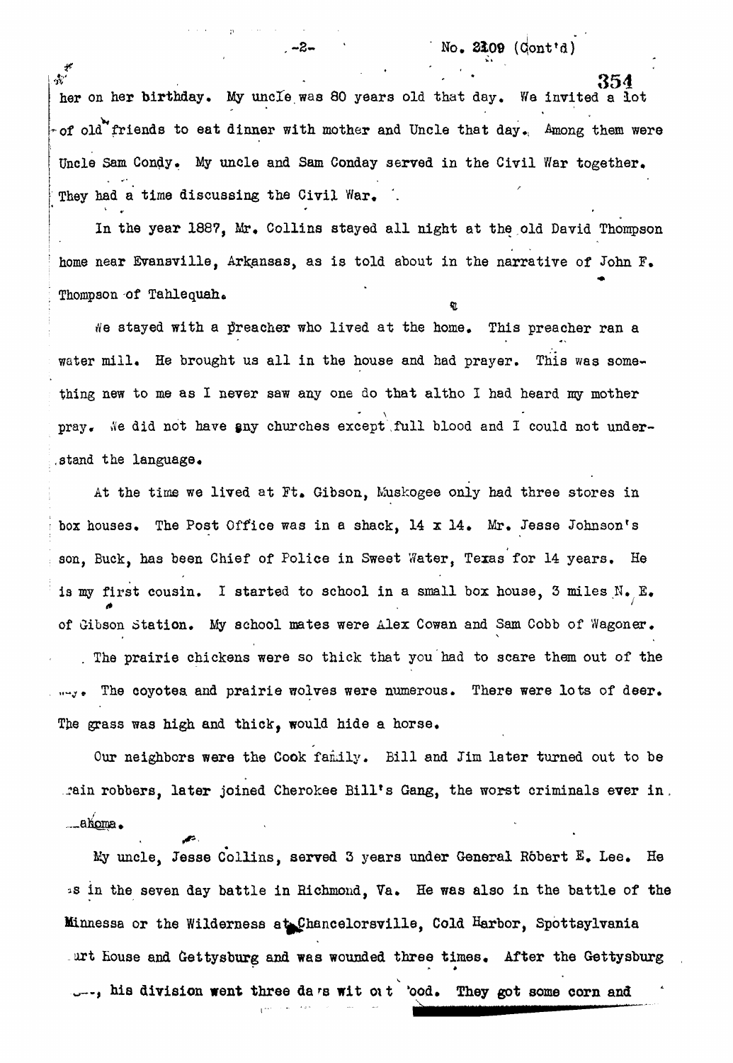her on her birthday. My uncle was 80 years old that day. We invited a lot of old friends to eat dinner with mother and Uncle that day. Among them were Uncle Sam Condy. My uncle and Sam Conday served in the Civil War together. They had a time discussing the Civil War.

In the year 1887, Mr. Collins stayed all night at the old David Thompson home near Evansville, Arkansas, as is told about in the narrative of John F. Thompson of Tahlequah.

We stayed with a preacher who lived at the home. This preacher ran a water mill. He brought us all in the house and had prayer. This was something new to me as I never saw any one do that altho I had heard my mother pray. We did not have any churches except full blood and I could not understand the language.

At the time we lived at Ft. Gibson, Muskogee only had three stores in box houses. The Post Office was in a shack, 14 x 14. Mr. Jesse Johnson's son, Buck, has been Chief of Police in Sweet Water, Texas for 14 years. He is my first cousin. I started to school in a small box house, 3 miles N. E. of Gibson Station. My school mates were Alex Cowan and Sam Cobb of Wagoner.

The prairie chickens were so thick that you had to scare them out of the way. The coyotes and prairie wolves were numerous. There were lots of deer. The grass was high and thick, would hide a horse.

Our neighbors were the Cook family. Bill and Jim later turned out to be train robbers, later joined Cherokee Bill's Gang, the worst criminals ever in Oklahoma.

My uncle, Jesse Collins, served 3 years under General Robert E. Lee. He was in the seven day battle in Richmond, Va. He was also in the battle of the Minnessa or the Wilderness at Chancelorsville, Cold Harbor, Spottsylvania Court House and Gettysburg and was wounded three times. After the Gettysburg ---, his division went three da's wit out 'ood. They got some corn and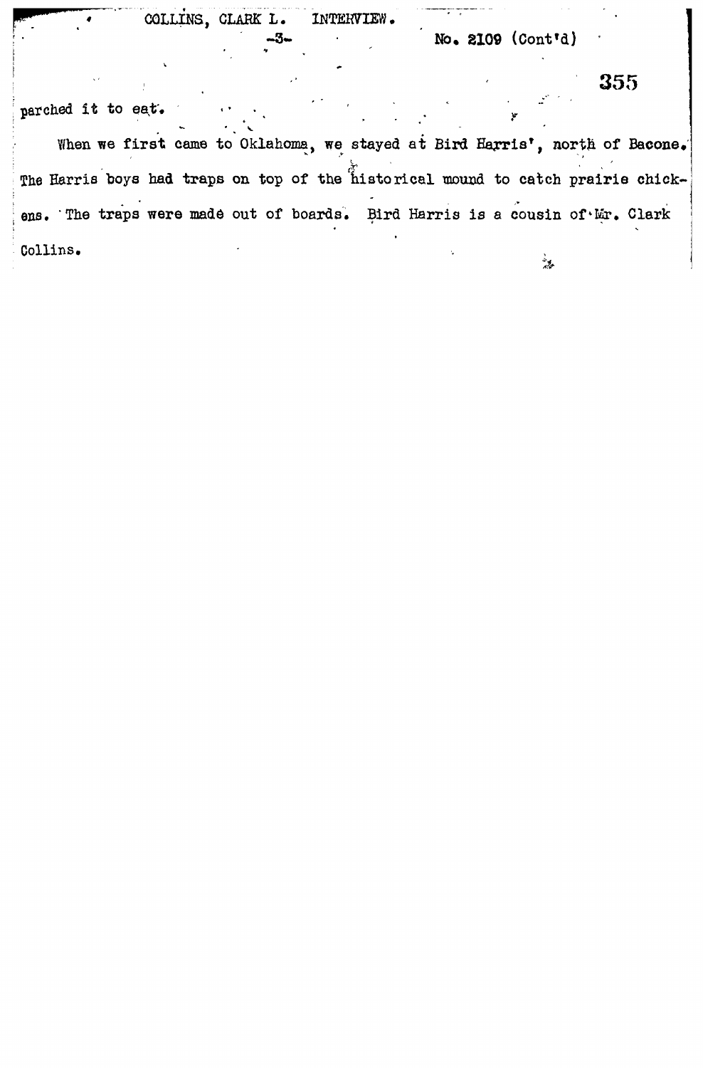parched it to eat.

When we first came to Oklahoma, we stayed at Bird Harris', north of Bacone. The Harris boys had traps on top of the historical mound to catch prairie chickens. The traps were made out of boards. Bird Harris is a cousin of Mr. Clark Collins.